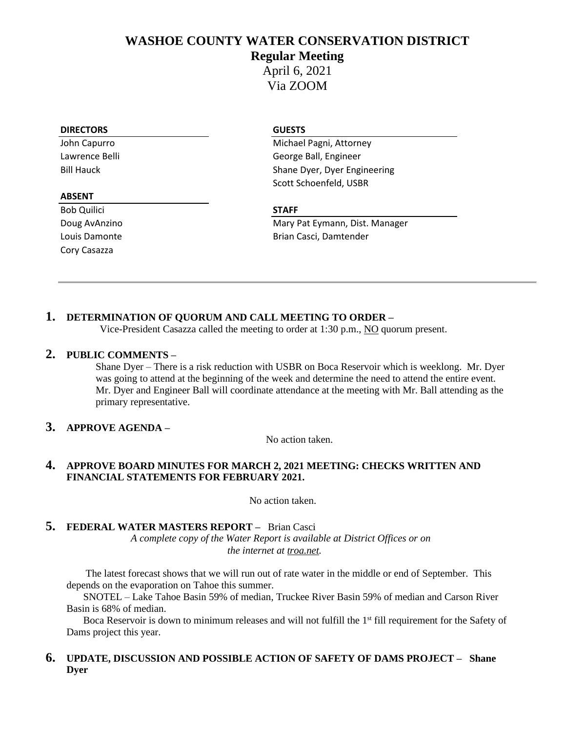# WASHOE COUNTY WATER CONSERVATION DISTRICT

## Regular Meeting

April 6, 2021
Via ZOOM

| DIRECTORS | GUESTS |
|---|---|
| John Capurro | Michael Pagni, Attorney |
| Lawrence Belli | George Ball, Engineer |
| Bill Hauck | Shane Dyer, Dyer Engineering |
| | Scott Schoenfeld, USBR |

| ABSENT | STAFF |
|---|---|
| Bob Quilici | Mary Pat Eymann, Dist. Manager |
| Doug AvAnzino | Brian Casci, Damtender |
| Louis Damonte | |
| Cory Casazza | |

**1. DETERMINATION OF QUORUM AND CALL MEETING TO ORDER –**

Vice-President Casazza called the meeting to order at 1:30 p.m., NO quorum present.

**2. PUBLIC COMMENTS –**

Shane Dyer – There is a risk reduction with USBR on Boca Reservoir which is weeklong. Mr. Dyer was going to attend at the beginning of the week and determine the need to attend the entire event. Mr. Dyer and Engineer Ball will coordinate attendance at the meeting with Mr. Ball attending as the primary representative.

**3. APPROVE AGENDA –**

No action taken.

**4. APPROVE BOARD MINUTES FOR MARCH 2, 2021 MEETING: CHECKS WRITTEN AND FINANCIAL STATEMENTS FOR FEBRUARY 2021.**

No action taken.

**5. FEDERAL WATER MASTERS REPORT –** Brian Casci

*A complete copy of the Water Report is available at District Offices or on the internet at troa.net.*

The latest forecast shows that we will run out of rate water in the middle or end of September. This depends on the evaporation on Tahoe this summer.

SNOTEL – Lake Tahoe Basin 59% of median, Truckee River Basin 59% of median and Carson River Basin is 68% of median.

Boca Reservoir is down to minimum releases and will not fulfill the 1st fill requirement for the Safety of Dams project this year.

**6. UPDATE, DISCUSSION AND POSSIBLE ACTION OF SAFETY OF DAMS PROJECT – Shane Dyer**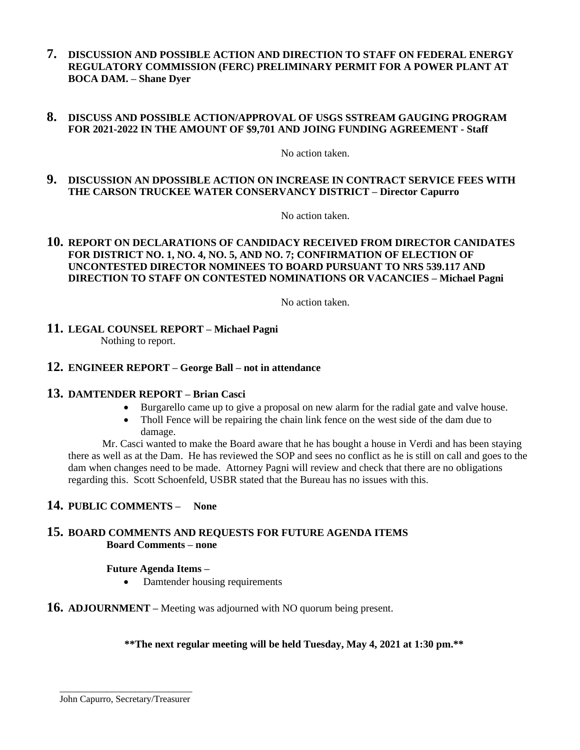**7. DISCUSSION AND POSSIBLE ACTION AND DIRECTION TO STAFF ON FEDERAL ENERGY REGULATORY COMMISSION (FERC) PRELIMINARY PERMIT FOR A POWER PLANT AT BOCA DAM. – Shane Dyer**

**8. DISCUSS AND POSSIBLE ACTION/APPROVAL OF USGS SSTREAM GAUGING PROGRAM FOR 2021-2022 IN THE AMOUNT OF $9,701 AND JOING FUNDING AGREEMENT - Staff**

No action taken.

**9. DISCUSSION AN DPOSSIBLE ACTION ON INCREASE IN CONTRACT SERVICE FEES WITH THE CARSON TRUCKEE WATER CONSERVANCY DISTRICT – Director Capurro**

No action taken.

**10. REPORT ON DECLARATIONS OF CANDIDACY RECEIVED FROM DIRECTOR CANIDATES FOR DISTRICT NO. 1, NO. 4, NO. 5, AND NO. 7; CONFIRMATION OF ELECTION OF UNCONTESTED DIRECTOR NOMINEES TO BOARD PURSUANT TO NRS 539.117 AND DIRECTION TO STAFF ON CONTESTED NOMINATIONS OR VACANCIES – Michael Pagni**

No action taken.

**11. LEGAL COUNSEL REPORT – Michael Pagni**

Nothing to report.

**12. ENGINEER REPORT – George Ball – not in attendance**

**13. DAMTENDER REPORT – Brian Casci**

- Burgarello came up to give a proposal on new alarm for the radial gate and valve house.
- Tholl Fence will be repairing the chain link fence on the west side of the dam due to damage.

Mr. Casci wanted to make the Board aware that he has bought a house in Verdi and has been staying there as well as at the Dam. He has reviewed the SOP and sees no conflict as he is still on call and goes to the dam when changes need to be made. Attorney Pagni will review and check that there are no obligations regarding this. Scott Schoenfeld, USBR stated that the Bureau has no issues with this.

**14. PUBLIC COMMENTS – None**

**15. BOARD COMMENTS AND REQUESTS FOR FUTURE AGENDA ITEMS**

**Board Comments – none**

**Future Agenda Items –**

- Damtender housing requirements

**16. ADJOURNMENT –** Meeting was adjourned with NO quorum being present.

**\*\*The next regular meeting will be held Tuesday, May 4, 2021 at 1:30 pm.\*\***

\_\_\_\_\_\_\_\_\_\_\_\_\_\_\_\_\_\_\_\_\_\_\_\_\_\_\_\_

John Capurro, Secretary/Treasurer